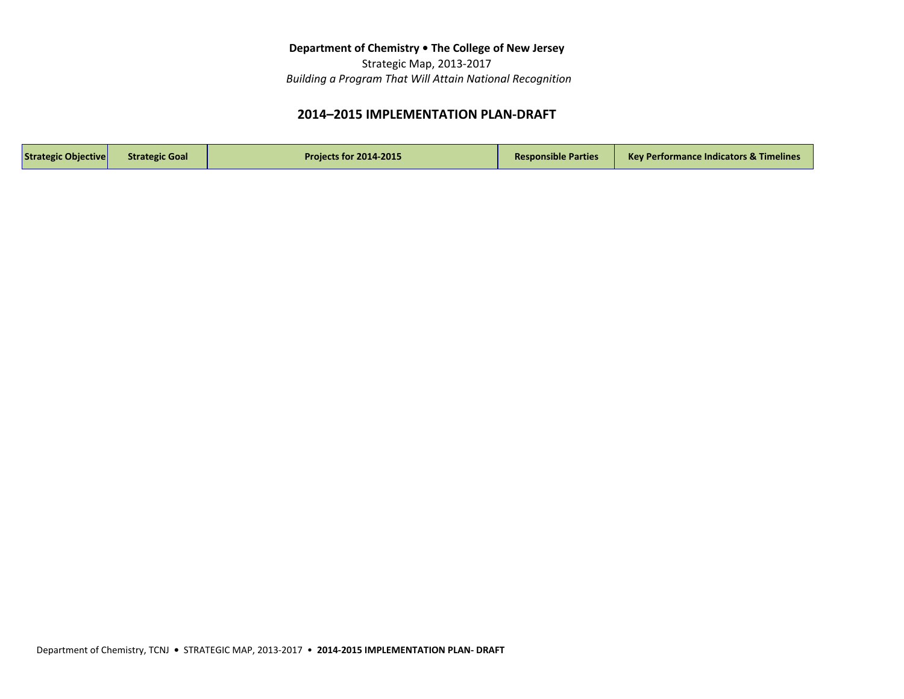**Department of Chemistry • The College of New Jersey**

Strategic Map, 2013-2017

*Building a Program That Will Attain National Recognition*

## 2014–2015 IMPLEMENTATION PLAN-DRAFT

| Strategic Objective | Strategic Goal | Projects for 2014-2015 | Responsible Parties | Key Performance Indicators & Timelines |
|---|---|---|---|---|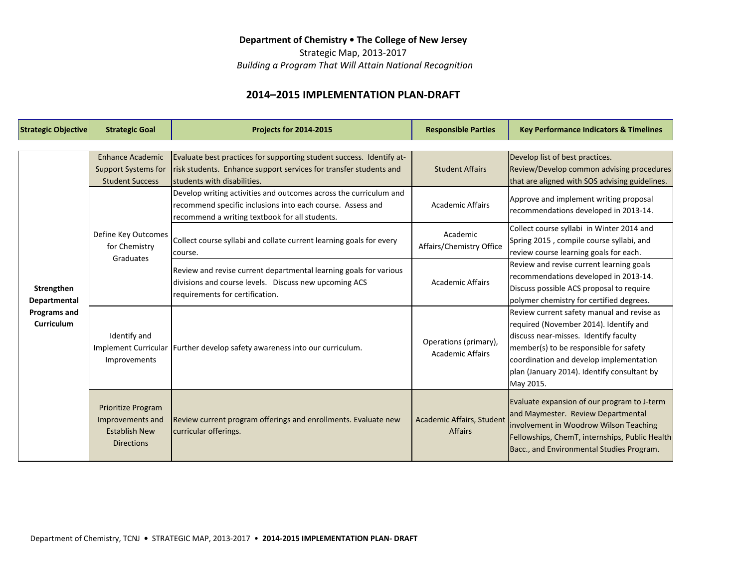**Department of Chemistry • The College of New Jersey**

Strategic Map, 2013-2017

*Building a Program That Will Attain National Recognition*

## 2014–2015 IMPLEMENTATION PLAN-DRAFT

| Strategic Objective | Strategic Goal | Projects for 2014-2015 | Responsible Parties | Key Performance Indicators & Timelines |
|---|---|---|---|---|
| **Strengthen Departmental Programs and Curriculum** | Enhance Academic Support Systems for Student Success | Evaluate best practices for supporting student success. Identify at-risk students. Enhance support services for transfer students and students with disabilities. | Student Affairs | Develop list of best practices. Review/Develop common advising procedures that are aligned with SOS advising guidelines. |
| | Define Key Outcomes for Chemistry Graduates | Develop writing activities and outcomes across the curriculum and recommend specific inclusions into each course. Assess and recommend a writing textbook for all students. | Academic Affairs | Approve and implement writing proposal recommendations developed in 2013-14. |
| | | Collect course syllabi and collate current learning goals for every course. | Academic Affairs/Chemistry Office | Collect course syllabi in Winter 2014 and Spring 2015 , compile course syllabi, and review course learning goals for each. |
| | | Review and revise current departmental learning goals for various divisions and course levels. Discuss new upcoming ACS requirements for certification. | Academic Affairs | Review and revise current learning goals recommendations developed in 2013-14. Discuss possible ACS proposal to require polymer chemistry for certified degrees. |
| | Identify and Implement Curricular Improvements | Further develop safety awareness into our curriculum. | Operations (primary), Academic Affairs | Review current safety manual and revise as required (November 2014). Identify and discuss near-misses. Identify faculty member(s) to be responsible for safety coordination and develop implementation plan (January 2014). Identify consultant by May 2015. |
| | Prioritize Program Improvements and Establish New Directions | Review current program offerings and enrollments. Evaluate new curricular offerings. | Academic Affairs, Student Affairs | Evaluate expansion of our program to J-term and Maymester. Review Departmental involvement in Woodrow Wilson Teaching Fellowships, ChemT, internships, Public Health Bacc., and Environmental Studies Program. |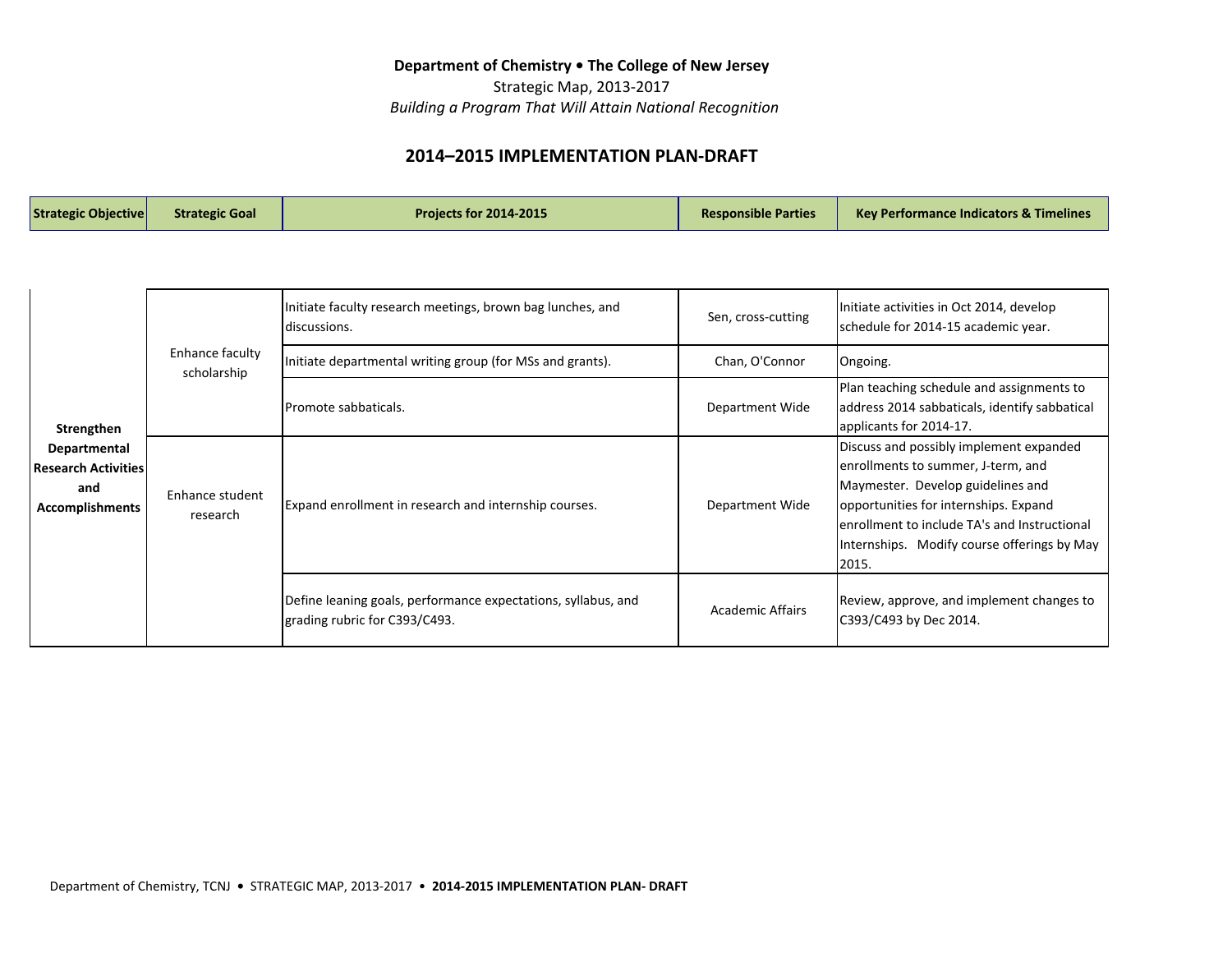**Department of Chemistry • The College of New Jersey**

Strategic Map, 2013-2017

*Building a Program That Will Attain National Recognition*

## 2014–2015 IMPLEMENTATION PLAN-DRAFT

| Strategic Objective | Strategic Goal | Projects for 2014-2015 | Responsible Parties | Key Performance Indicators & Timelines |
|---|---|---|---|---|
| **Strengthen Departmental Research Activities and Accomplishments** | Enhance faculty scholarship | Initiate faculty research meetings, brown bag lunches, and discussions. | Sen, cross-cutting | Initiate activities in Oct 2014, develop schedule for 2014-15 academic year. |
| | | Initiate departmental writing group (for MSs and grants). | Chan, O'Connor | Ongoing. |
| | | Promote sabbaticals. | Department Wide | Plan teaching schedule and assignments to address 2014 sabbaticals, identify sabbatical applicants for 2014-17. |
| | Enhance student research | Expand enrollment in research and internship courses. | Department Wide | Discuss and possibly implement expanded enrollments to summer, J-term, and Maymester. Develop guidelines and opportunities for internships. Expand enrollment to include TA's and Instructional Internships. Modify course offerings by May 2015. |
| | | Define leaning goals, performance expectations, syllabus, and grading rubric for C393/C493. | Academic Affairs | Review, approve, and implement changes to C393/C493 by Dec 2014. |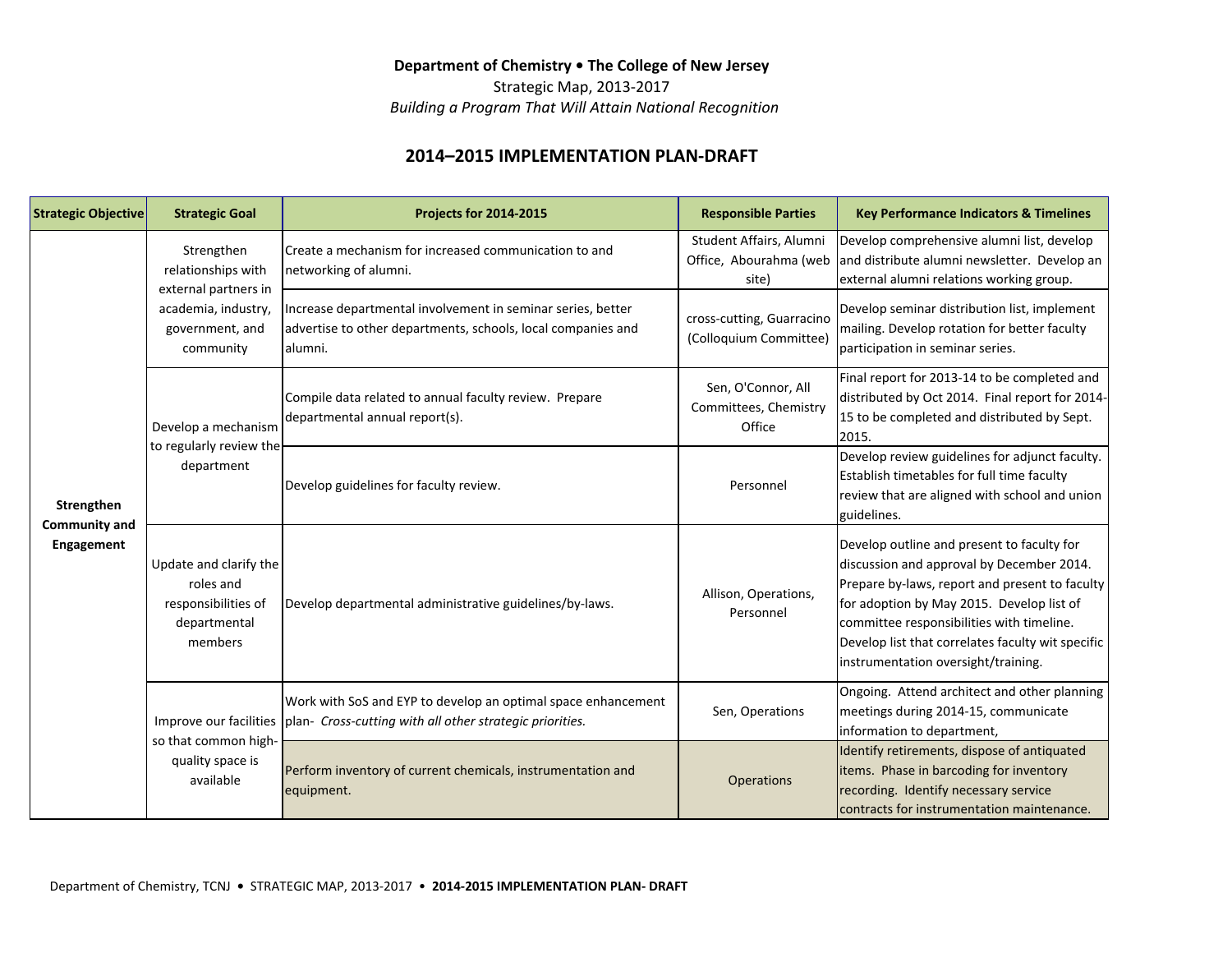**Department of Chemistry • The College of New Jersey**

Strategic Map, 2013-2017

*Building a Program That Will Attain National Recognition*

## 2014–2015 IMPLEMENTATION PLAN-DRAFT

| Strategic Objective | Strategic Goal | Projects for 2014-2015 | Responsible Parties | Key Performance Indicators & Timelines |
|---|---|---|---|---|
| **Strengthen Community and Engagement** | Strengthen relationships with external partners in academia, industry, government, and community | Create a mechanism for increased communication to and networking of alumni. | Student Affairs, Alumni Office, Abourahma (web site) | Develop comprehensive alumni list, develop and distribute alumni newsletter. Develop an external alumni relations working group. |
| | | Increase departmental involvement in seminar series, better advertise to other departments, schools, local companies and alumni. | cross-cutting, Guarracino (Colloquium Committee) | Develop seminar distribution list, implement mailing. Develop rotation for better faculty participation in seminar series. |
| | Develop a mechanism to regularly review the department | Compile data related to annual faculty review. Prepare departmental annual report(s). | Sen, O'Connor, All Committees, Chemistry Office | Final report for 2013-14 to be completed and distributed by Oct 2014. Final report for 2014-15 to be completed and distributed by Sept. 2015. |
| | | Develop guidelines for faculty review. | Personnel | Develop review guidelines for adjunct faculty. Establish timetables for full time faculty review that are aligned with school and union guidelines. |
| | Update and clarify the roles and responsibilities of departmental members | Develop departmental administrative guidelines/by-laws. | Allison, Operations, Personnel | Develop outline and present to faculty for discussion and approval by December 2014. Prepare by-laws, report and present to faculty for adoption by May 2015. Develop list of committee responsibilities with timeline. Develop list that correlates faculty wit specific instrumentation oversight/training. |
| | Improve our facilities so that common high-quality space is available | Work with SoS and EYP to develop an optimal space enhancement plan- *Cross-cutting with all other strategic priorities.* | Sen, Operations | Ongoing. Attend architect and other planning meetings during 2014-15, communicate information to department, |
| | | Perform inventory of current chemicals, instrumentation and equipment. | Operations | Identify retirements, dispose of antiquated items. Phase in barcoding for inventory recording. Identify necessary service contracts for instrumentation maintenance. |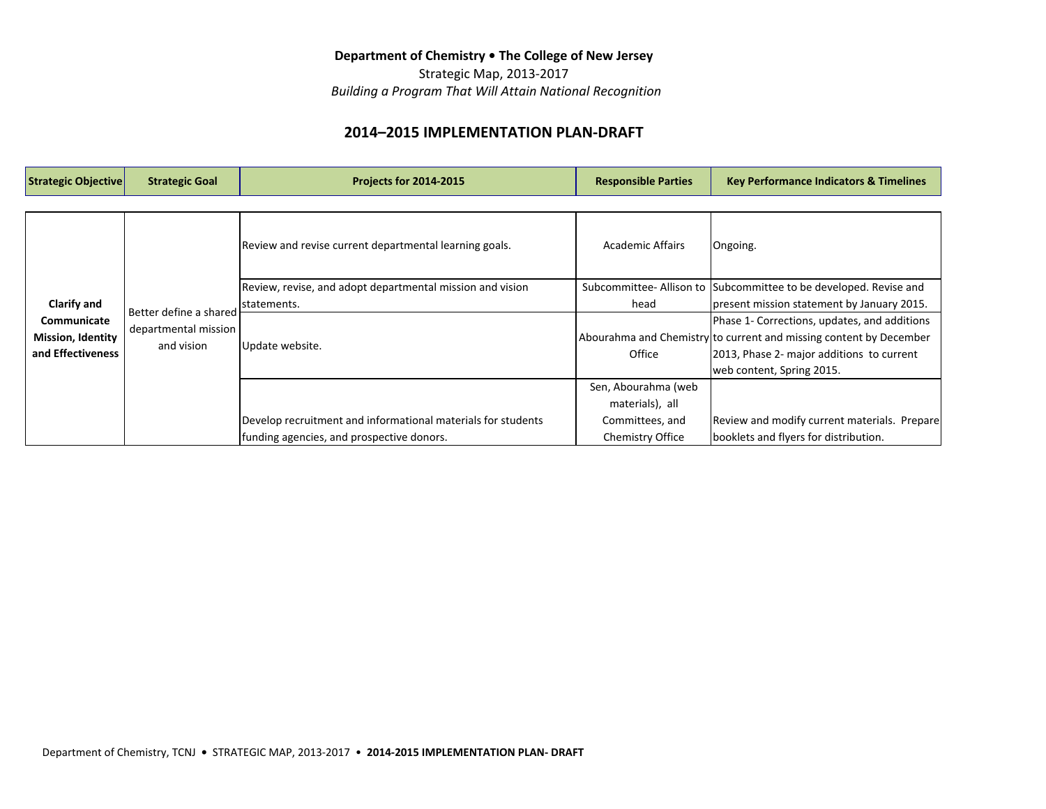**Department of Chemistry • The College of New Jersey**

Strategic Map, 2013-2017

*Building a Program That Will Attain National Recognition*

## 2014–2015 IMPLEMENTATION PLAN-DRAFT

| Strategic Objective | Strategic Goal | Projects for 2014-2015 | Responsible Parties | Key Performance Indicators & Timelines |
|---|---|---|---|---|
| **Clarify and Communicate Mission, Identity and Effectiveness** | Better define a shared departmental mission and vision | Review and revise current departmental learning goals. | Academic Affairs | Ongoing. |
| | | Review, revise, and adopt departmental mission and vision statements. | Subcommittee- Allison to head | Subcommittee to be developed. Revise and present mission statement by January 2015. |
| | | Update website. | Abourahma and Chemistry Office | Phase 1- Corrections, updates, and additions to current and missing content by December 2013, Phase 2- major additions to current web content, Spring 2015. |
| | | Develop recruitment and informational materials for students funding agencies, and prospective donors. | Sen, Abourahma (web materials), all Committees, and Chemistry Office | Review and modify current materials. Prepare booklets and flyers for distribution. |